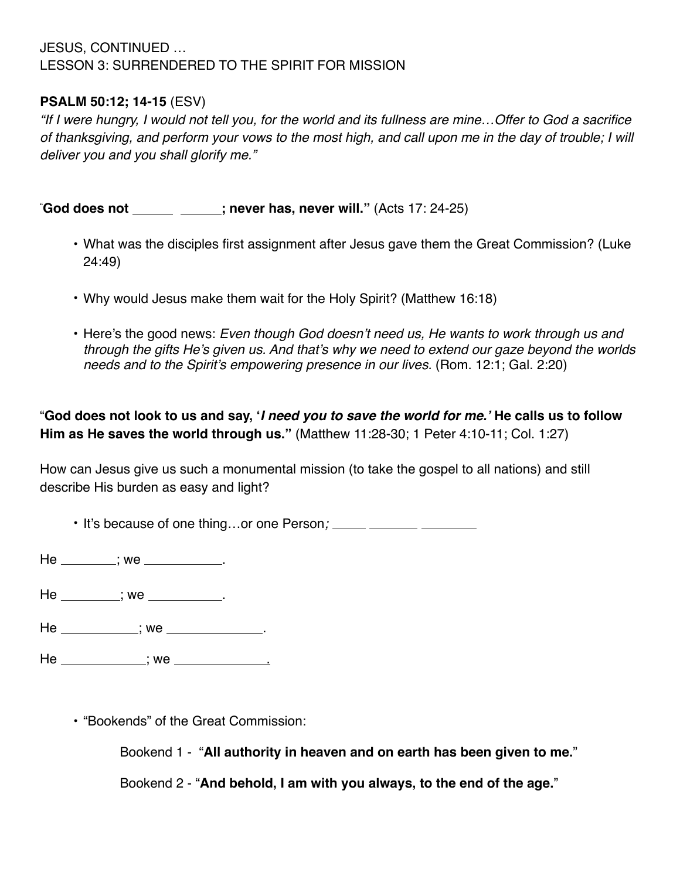JESUS, CONTINUED …
LESSON 3: SURRENDERED TO THE SPIRIT FOR MISSION

**PSALM 50:12; 14-15** (ESV)
*"If I were hungry, I would not tell you, for the world and its fullness are mine…Offer to God a sacrifice of thanksgiving, and perform your vows to the most high, and call upon me in the day of trouble; I will deliver you and you shall glorify me."*

"**God does not \_\_\_\_\_\_ \_\_\_\_\_\_; never has, never will."** (Acts 17: 24-25)

- What was the disciples first assignment after Jesus gave them the Great Commission? (Luke 24:49)
- Why would Jesus make them wait for the Holy Spirit? (Matthew 16:18)
- Here's the good news: *Even though God doesn't need us, He wants to work through us and through the gifts He's given us. And that's why we need to extend our gaze beyond the worlds needs and to the Spirit's empowering presence in our lives.* (Rom. 12:1; Gal. 2:20)

"**God does not look to us and say, '*I need you to save the world for me.*' He calls us to follow Him as He saves the world through us."** (Matthew 11:28-30; 1 Peter 4:10-11; Col. 1:27)

How can Jesus give us such a monumental mission (to take the gospel to all nations) and still describe His burden as easy and light?

- It's because of one thing…or one Person*;* \_\_\_\_\_ \_\_\_\_\_\_\_ \_\_\_\_\_\_\_\_

He \_\_\_\_\_\_\_\_; we \_\_\_\_\_\_\_\_\_\_\_.

He \_\_\_\_\_\_\_\_\_; we \_\_\_\_\_\_\_\_\_\_.

He \_\_\_\_\_\_\_\_\_\_\_; we \_\_\_\_\_\_\_\_\_\_\_\_\_\_.

He \_\_\_\_\_\_\_\_\_\_\_\_; we \_\_\_\_\_\_\_\_\_\_\_\_\_.

- "Bookends" of the Great Commission:

  Bookend 1 - "**All authority in heaven and on earth has been given to me.**"

  Bookend 2 - "**And behold, I am with you always, to the end of the age.**"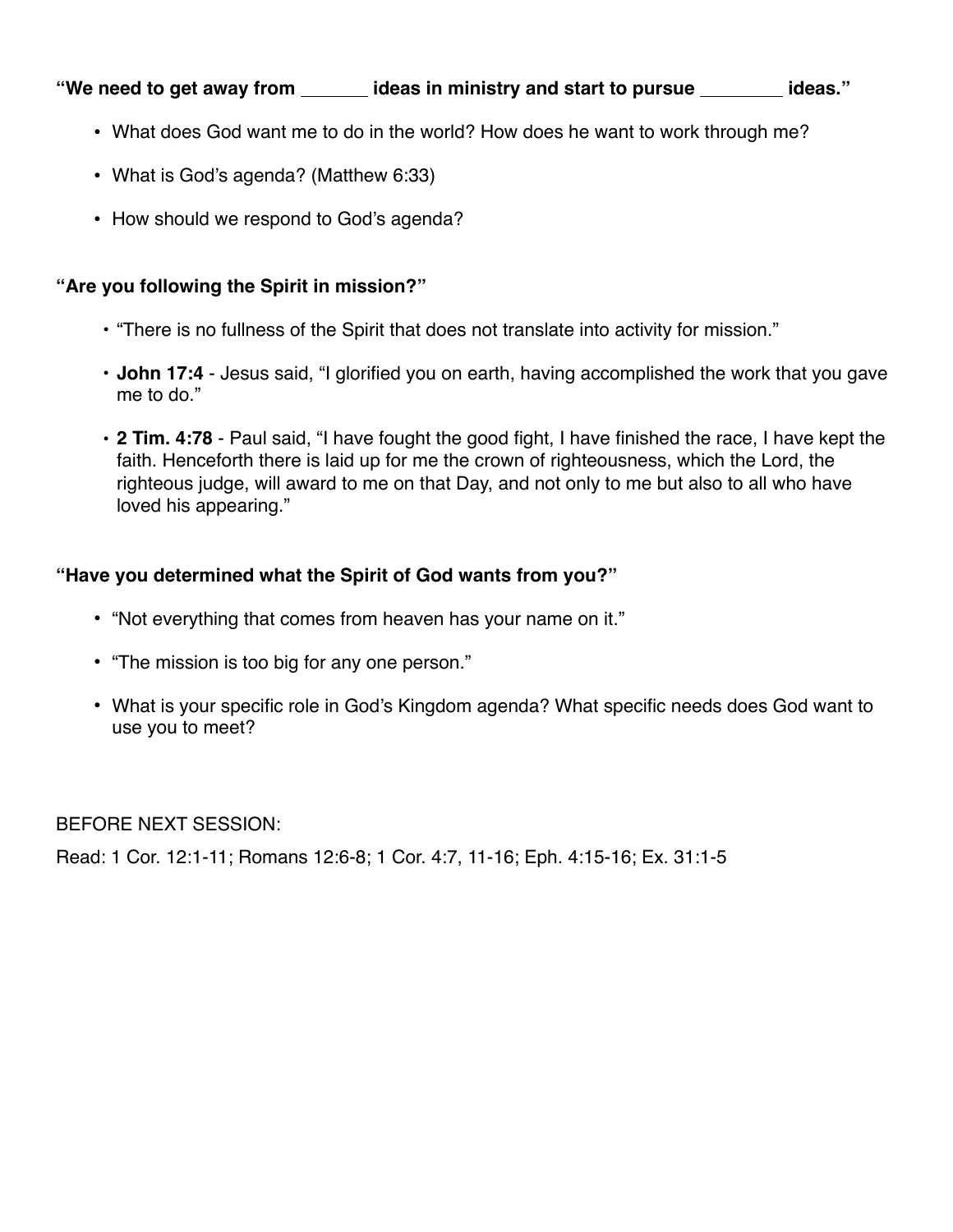**"We need to get away from ______ ideas in ministry and start to pursue ________ ideas."**

- What does God want me to do in the world? How does he want to work through me?
- What is God's agenda? (Matthew 6:33)
- How should we respond to God's agenda?

**"Are you following the Spirit in mission?"**

- "There is no fullness of the Spirit that does not translate into activity for mission."
- **John 17:4** - Jesus said, "I glorified you on earth, having accomplished the work that you gave me to do."
- **2 Tim. 4:78** - Paul said, "I have fought the good fight, I have finished the race, I have kept the faith. Henceforth there is laid up for me the crown of righteousness, which the Lord, the righteous judge, will award to me on that Day, and not only to me but also to all who have loved his appearing."

**"Have you determined what the Spirit of God wants from you?"**

- "Not everything that comes from heaven has your name on it."
- "The mission is too big for any one person."
- What is your specific role in God's Kingdom agenda? What specific needs does God want to use you to meet?

BEFORE NEXT SESSION:

Read: 1 Cor. 12:1-11; Romans 12:6-8; 1 Cor. 4:7, 11-16; Eph. 4:15-16; Ex. 31:1-5